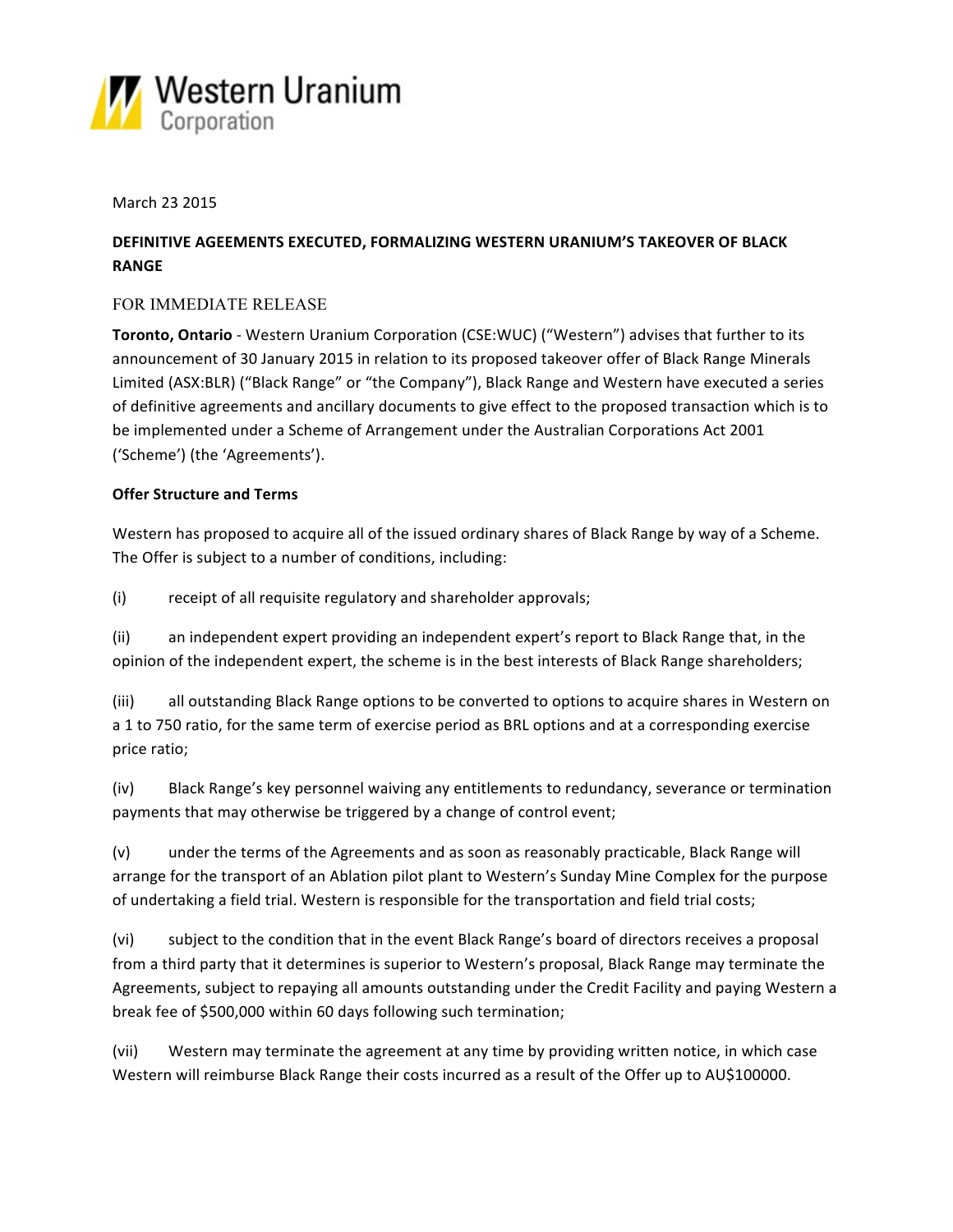Western Uranium Corporation

March 23 2015

**DEFINITIVE AGEEMENTS EXECUTED, FORMALIZING WESTERN URANIUM'S TAKEOVER OF BLACK RANGE**

FOR IMMEDIATE RELEASE

**Toronto, Ontario** - Western Uranium Corporation (CSE:WUC) ("Western") advises that further to its announcement of 30 January 2015 in relation to its proposed takeover offer of Black Range Minerals Limited (ASX:BLR) ("Black Range" or "the Company"), Black Range and Western have executed a series of definitive agreements and ancillary documents to give effect to the proposed transaction which is to be implemented under a Scheme of Arrangement under the Australian Corporations Act 2001 ('Scheme') (the 'Agreements').

**Offer Structure and Terms**

Western has proposed to acquire all of the issued ordinary shares of Black Range by way of a Scheme. The Offer is subject to a number of conditions, including:

(i) receipt of all requisite regulatory and shareholder approvals;

(ii) an independent expert providing an independent expert's report to Black Range that, in the opinion of the independent expert, the scheme is in the best interests of Black Range shareholders;

(iii) all outstanding Black Range options to be converted to options to acquire shares in Western on a 1 to 750 ratio, for the same term of exercise period as BRL options and at a corresponding exercise price ratio;

(iv) Black Range's key personnel waiving any entitlements to redundancy, severance or termination payments that may otherwise be triggered by a change of control event;

(v) under the terms of the Agreements and as soon as reasonably practicable, Black Range will arrange for the transport of an Ablation pilot plant to Western's Sunday Mine Complex for the purpose of undertaking a field trial. Western is responsible for the transportation and field trial costs;

(vi) subject to the condition that in the event Black Range's board of directors receives a proposal from a third party that it determines is superior to Western's proposal, Black Range may terminate the Agreements, subject to repaying all amounts outstanding under the Credit Facility and paying Western a break fee of $500,000 within 60 days following such termination;

(vii) Western may terminate the agreement at any time by providing written notice, in which case Western will reimburse Black Range their costs incurred as a result of the Offer up to AU$100000.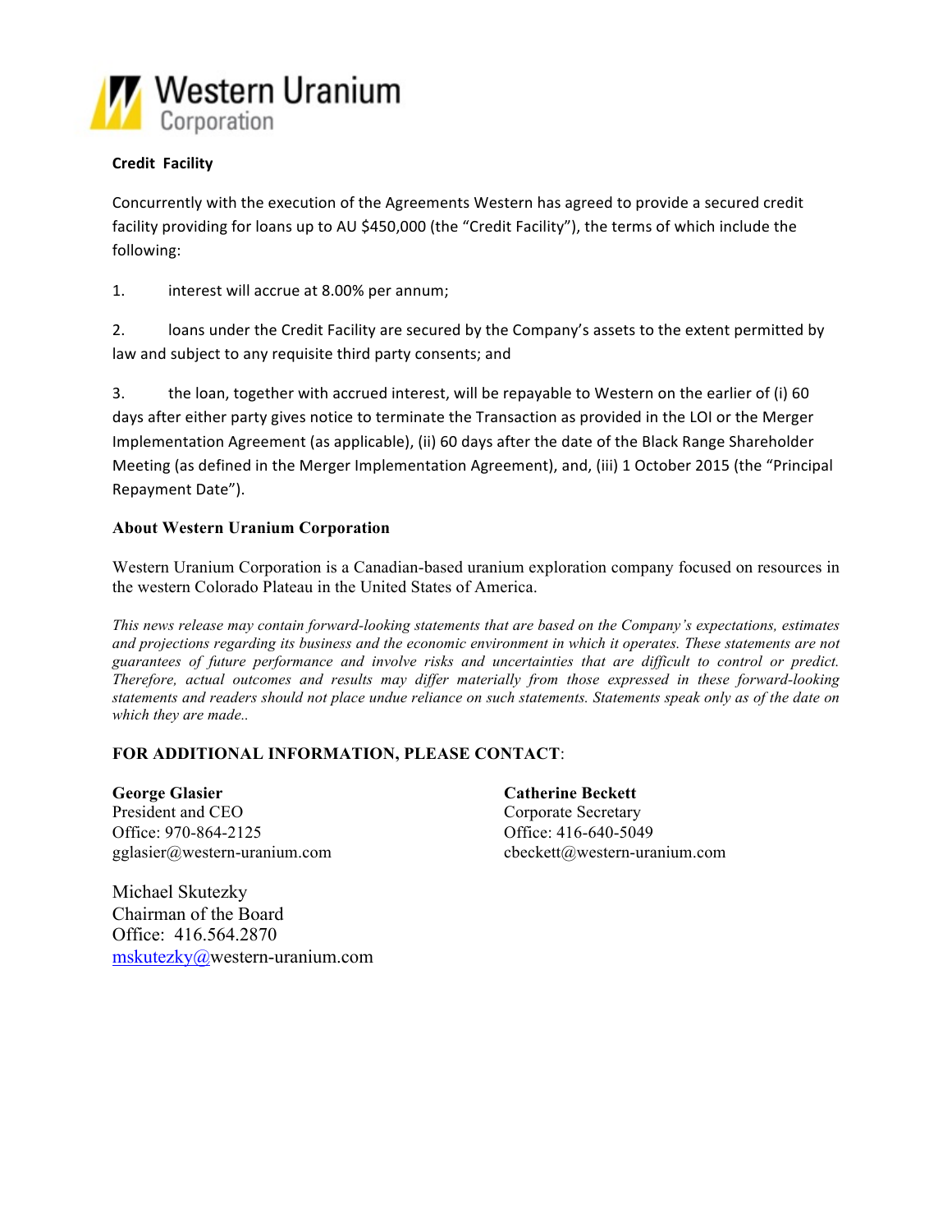Western Uranium Corporation

**Credit Facility**

Concurrently with the execution of the Agreements Western has agreed to provide a secured credit facility providing for loans up to AU $450,000 (the “Credit Facility”), the terms of which include the following:

1. interest will accrue at 8.00% per annum;

2. loans under the Credit Facility are secured by the Company’s assets to the extent permitted by law and subject to any requisite third party consents; and

3. the loan, together with accrued interest, will be repayable to Western on the earlier of (i) 60 days after either party gives notice to terminate the Transaction as provided in the LOI or the Merger Implementation Agreement (as applicable), (ii) 60 days after the date of the Black Range Shareholder Meeting (as defined in the Merger Implementation Agreement), and, (iii) 1 October 2015 (the “Principal Repayment Date”).

**About Western Uranium Corporation**

Western Uranium Corporation is a Canadian-based uranium exploration company focused on resources in the western Colorado Plateau in the United States of America.

*This news release may contain forward-looking statements that are based on the Company’s expectations, estimates and projections regarding its business and the economic environment in which it operates. These statements are not guarantees of future performance and involve risks and uncertainties that are difficult to control or predict. Therefore, actual outcomes and results may differ materially from those expressed in these forward-looking statements and readers should not place undue reliance on such statements. Statements speak only as of the date on which they are made..*

**FOR ADDITIONAL INFORMATION, PLEASE CONTACT**:

**George Glasier**
President and CEO
Office: 970-864-2125
gglasier@western-uranium.com

**Catherine Beckett**
Corporate Secretary
Office: 416-640-5049
cbeckett@western-uranium.com

Michael Skutezky
Chairman of the Board
Office: 416.564.2870
mskutezky@western-uranium.com